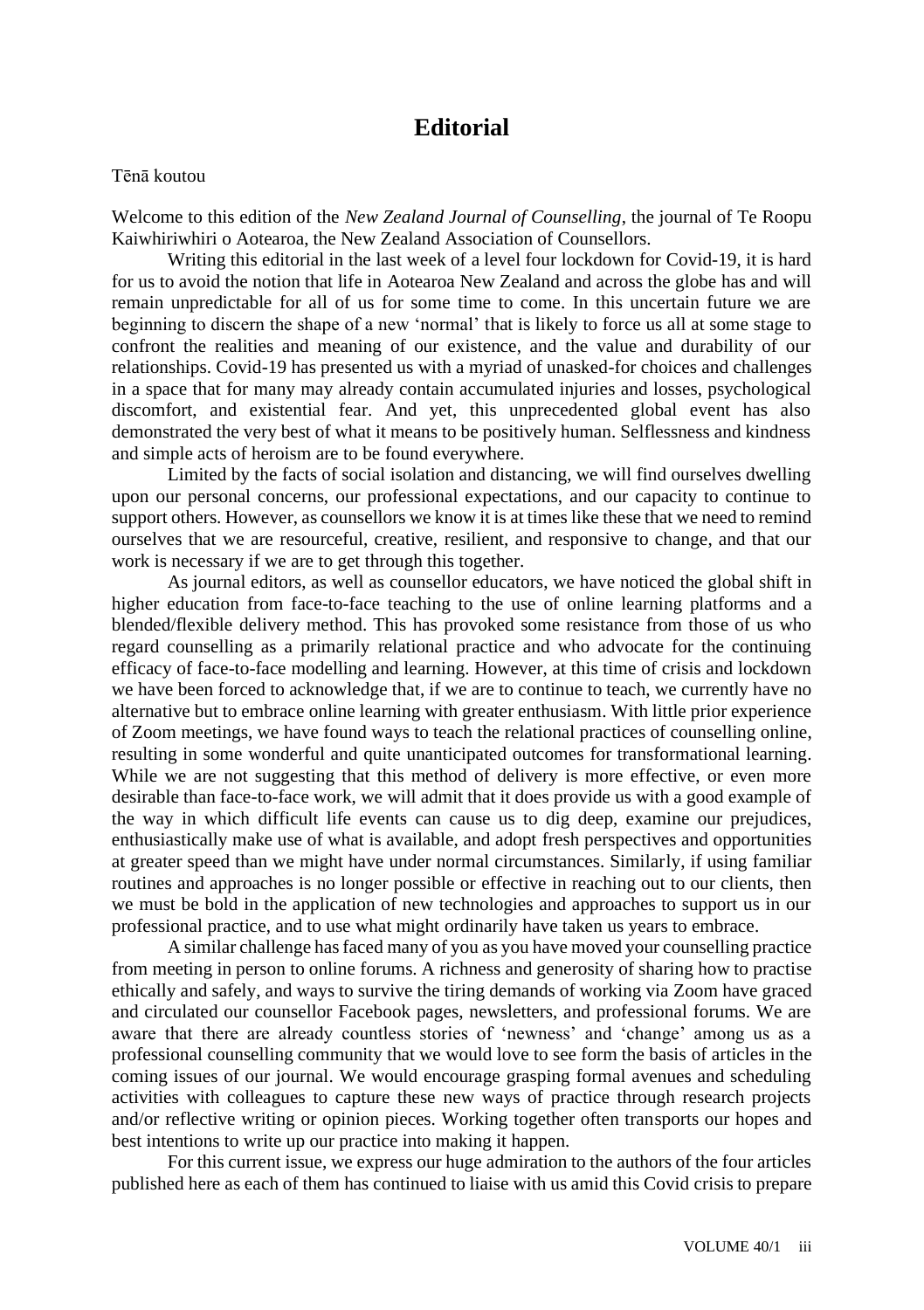# Editorial

Tēnā koutou

Welcome to this edition of the *New Zealand Journal of Counselling*, the journal of Te Roopu Kaiwhiriwhiri o Aotearoa, the New Zealand Association of Counsellors.

Writing this editorial in the last week of a level four lockdown for Covid-19, it is hard for us to avoid the notion that life in Aotearoa New Zealand and across the globe has and will remain unpredictable for all of us for some time to come. In this uncertain future we are beginning to discern the shape of a new 'normal' that is likely to force us all at some stage to confront the realities and meaning of our existence, and the value and durability of our relationships. Covid-19 has presented us with a myriad of unasked-for choices and challenges in a space that for many may already contain accumulated injuries and losses, psychological discomfort, and existential fear. And yet, this unprecedented global event has also demonstrated the very best of what it means to be positively human. Selflessness and kindness and simple acts of heroism are to be found everywhere.

Limited by the facts of social isolation and distancing, we will find ourselves dwelling upon our personal concerns, our professional expectations, and our capacity to continue to support others. However, as counsellors we know it is at times like these that we need to remind ourselves that we are resourceful, creative, resilient, and responsive to change, and that our work is necessary if we are to get through this together.

As journal editors, as well as counsellor educators, we have noticed the global shift in higher education from face-to-face teaching to the use of online learning platforms and a blended/flexible delivery method. This has provoked some resistance from those of us who regard counselling as a primarily relational practice and who advocate for the continuing efficacy of face-to-face modelling and learning. However, at this time of crisis and lockdown we have been forced to acknowledge that, if we are to continue to teach, we currently have no alternative but to embrace online learning with greater enthusiasm. With little prior experience of Zoom meetings, we have found ways to teach the relational practices of counselling online, resulting in some wonderful and quite unanticipated outcomes for transformational learning. While we are not suggesting that this method of delivery is more effective, or even more desirable than face-to-face work, we will admit that it does provide us with a good example of the way in which difficult life events can cause us to dig deep, examine our prejudices, enthusiastically make use of what is available, and adopt fresh perspectives and opportunities at greater speed than we might have under normal circumstances. Similarly, if using familiar routines and approaches is no longer possible or effective in reaching out to our clients, then we must be bold in the application of new technologies and approaches to support us in our professional practice, and to use what might ordinarily have taken us years to embrace.

A similar challenge has faced many of you as you have moved your counselling practice from meeting in person to online forums. A richness and generosity of sharing how to practise ethically and safely, and ways to survive the tiring demands of working via Zoom have graced and circulated our counsellor Facebook pages, newsletters, and professional forums. We are aware that there are already countless stories of 'newness' and 'change' among us as a professional counselling community that we would love to see form the basis of articles in the coming issues of our journal. We would encourage grasping formal avenues and scheduling activities with colleagues to capture these new ways of practice through research projects and/or reflective writing or opinion pieces. Working together often transports our hopes and best intentions to write up our practice into making it happen.

For this current issue, we express our huge admiration to the authors of the four articles published here as each of them has continued to liaise with us amid this Covid crisis to prepare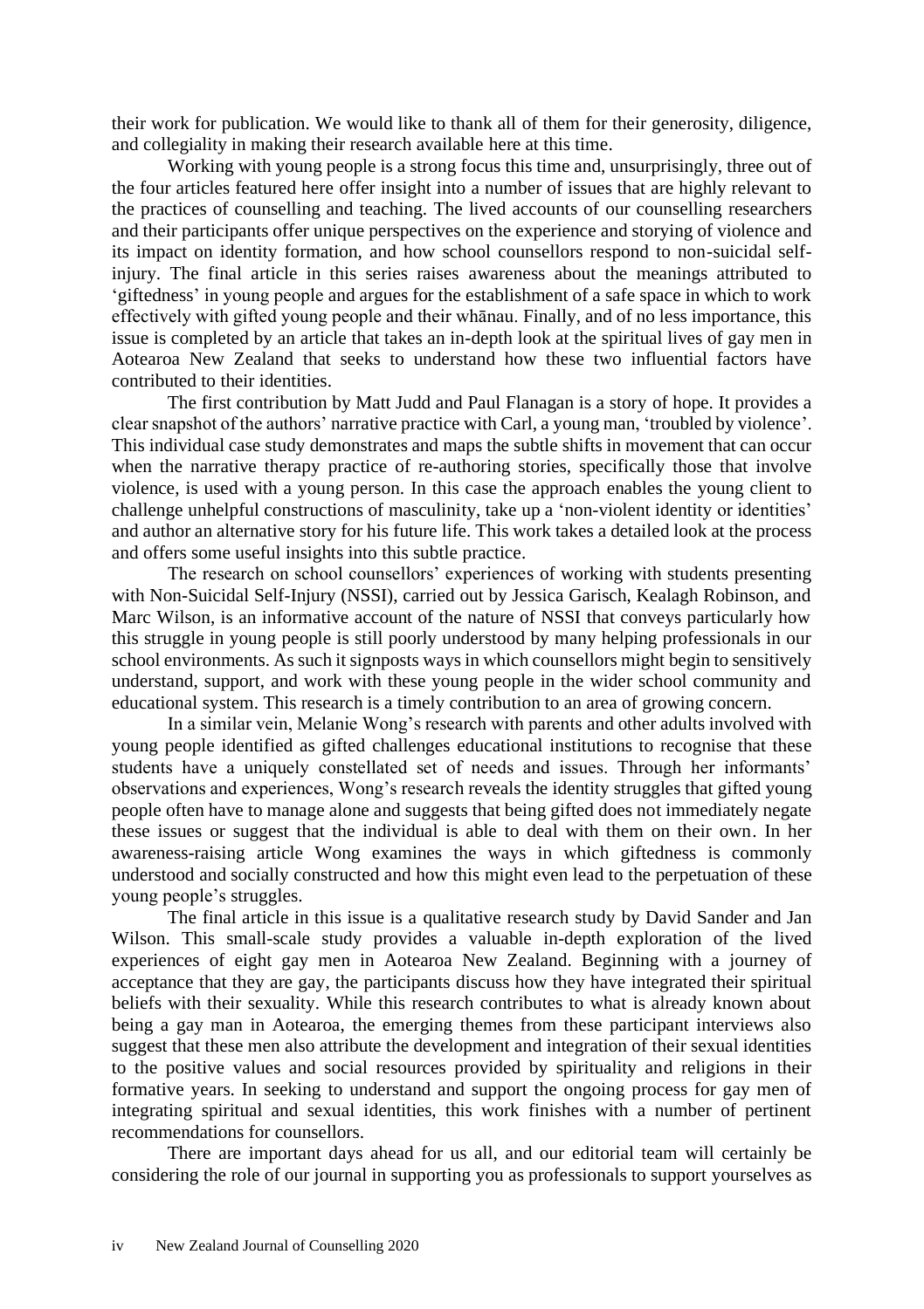their work for publication. We would like to thank all of them for their generosity, diligence, and collegiality in making their research available here at this time.

Working with young people is a strong focus this time and, unsurprisingly, three out of the four articles featured here offer insight into a number of issues that are highly relevant to the practices of counselling and teaching. The lived accounts of our counselling researchers and their participants offer unique perspectives on the experience and storying of violence and its impact on identity formation, and how school counsellors respond to non-suicidal self-injury. The final article in this series raises awareness about the meanings attributed to 'giftedness' in young people and argues for the establishment of a safe space in which to work effectively with gifted young people and their whānau. Finally, and of no less importance, this issue is completed by an article that takes an in-depth look at the spiritual lives of gay men in Aotearoa New Zealand that seeks to understand how these two influential factors have contributed to their identities.

The first contribution by Matt Judd and Paul Flanagan is a story of hope. It provides a clear snapshot of the authors' narrative practice with Carl, a young man, 'troubled by violence'. This individual case study demonstrates and maps the subtle shifts in movement that can occur when the narrative therapy practice of re-authoring stories, specifically those that involve violence, is used with a young person. In this case the approach enables the young client to challenge unhelpful constructions of masculinity, take up a 'non-violent identity or identities' and author an alternative story for his future life. This work takes a detailed look at the process and offers some useful insights into this subtle practice.

The research on school counsellors' experiences of working with students presenting with Non-Suicidal Self-Injury (NSSI), carried out by Jessica Garisch, Kealagh Robinson, and Marc Wilson, is an informative account of the nature of NSSI that conveys particularly how this struggle in young people is still poorly understood by many helping professionals in our school environments. As such it signposts ways in which counsellors might begin to sensitively understand, support, and work with these young people in the wider school community and educational system. This research is a timely contribution to an area of growing concern.

In a similar vein, Melanie Wong's research with parents and other adults involved with young people identified as gifted challenges educational institutions to recognise that these students have a uniquely constellated set of needs and issues. Through her informants' observations and experiences, Wong's research reveals the identity struggles that gifted young people often have to manage alone and suggests that being gifted does not immediately negate these issues or suggest that the individual is able to deal with them on their own. In her awareness-raising article Wong examines the ways in which giftedness is commonly understood and socially constructed and how this might even lead to the perpetuation of these young people's struggles.

The final article in this issue is a qualitative research study by David Sander and Jan Wilson. This small-scale study provides a valuable in-depth exploration of the lived experiences of eight gay men in Aotearoa New Zealand. Beginning with a journey of acceptance that they are gay, the participants discuss how they have integrated their spiritual beliefs with their sexuality. While this research contributes to what is already known about being a gay man in Aotearoa, the emerging themes from these participant interviews also suggest that these men also attribute the development and integration of their sexual identities to the positive values and social resources provided by spirituality and religions in their formative years. In seeking to understand and support the ongoing process for gay men of integrating spiritual and sexual identities, this work finishes with a number of pertinent recommendations for counsellors.

There are important days ahead for us all, and our editorial team will certainly be considering the role of our journal in supporting you as professionals to support yourselves as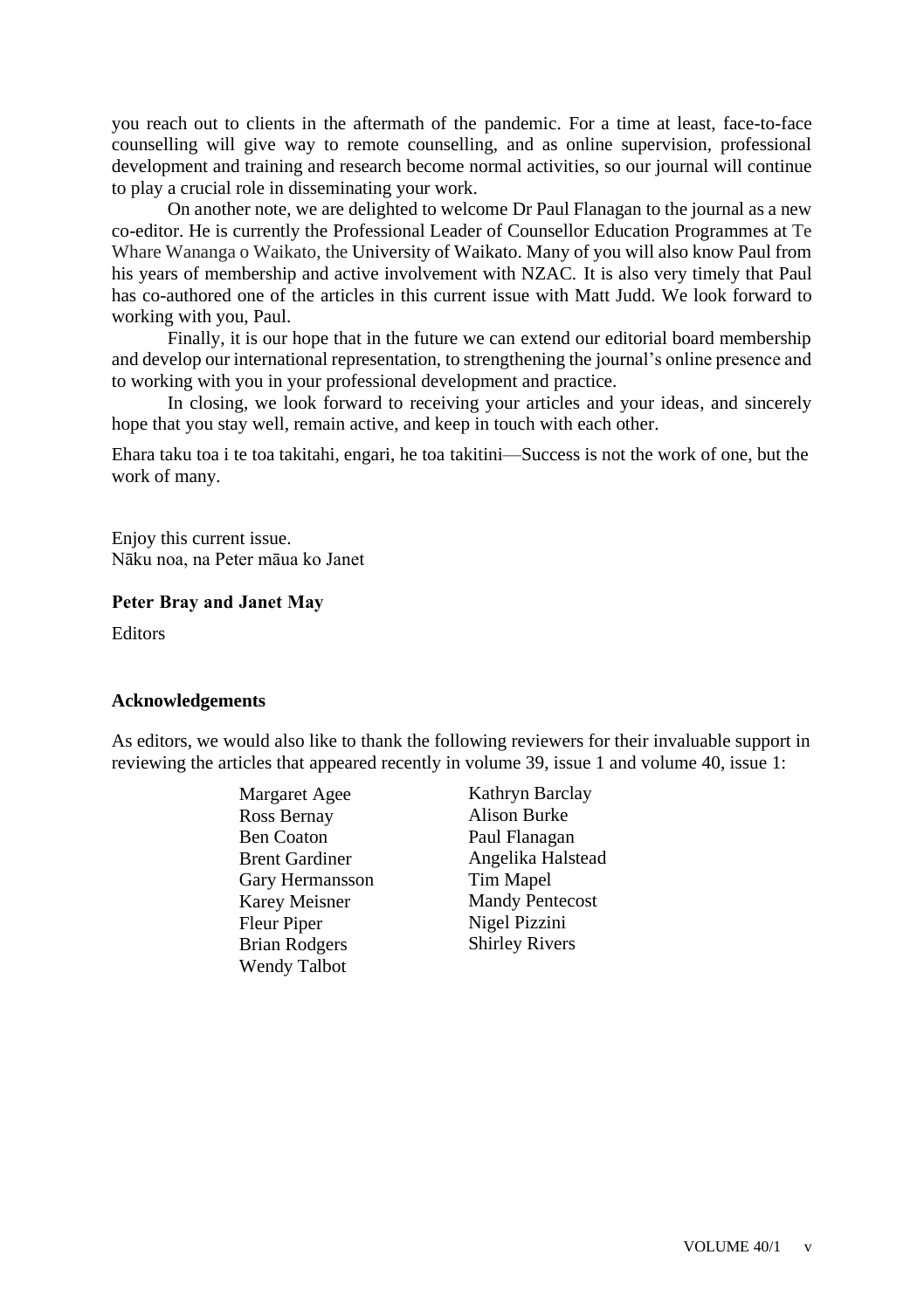you reach out to clients in the aftermath of the pandemic. For a time at least, face-to-face counselling will give way to remote counselling, and as online supervision, professional development and training and research become normal activities, so our journal will continue to play a crucial role in disseminating your work.

On another note, we are delighted to welcome Dr Paul Flanagan to the journal as a new co-editor. He is currently the Professional Leader of Counsellor Education Programmes at Te Whare Wananga o Waikato, the University of Waikato. Many of you will also know Paul from his years of membership and active involvement with NZAC. It is also very timely that Paul has co-authored one of the articles in this current issue with Matt Judd. We look forward to working with you, Paul.

Finally, it is our hope that in the future we can extend our editorial board membership and develop our international representation, to strengthening the journal's online presence and to working with you in your professional development and practice.

In closing, we look forward to receiving your articles and your ideas, and sincerely hope that you stay well, remain active, and keep in touch with each other.

Ehara taku toa i te toa takitahi, engari, he toa takitini—Success is not the work of one, but the work of many.

Enjoy this current issue.
Nāku noa, na Peter māua ko Janet

**Peter Bray and Janet May**

Editors

**Acknowledgements**

As editors, we would also like to thank the following reviewers for their invaluable support in reviewing the articles that appeared recently in volume 39, issue 1 and volume 40, issue 1:

Margaret Agee
Ross Bernay
Ben Coaton
Brent Gardiner
Gary Hermansson
Karey Meisner
Fleur Piper
Brian Rodgers
Wendy Talbot
Kathryn Barclay
Alison Burke
Paul Flanagan
Angelika Halstead
Tim Mapel
Mandy Pentecost
Nigel Pizzini
Shirley Rivers